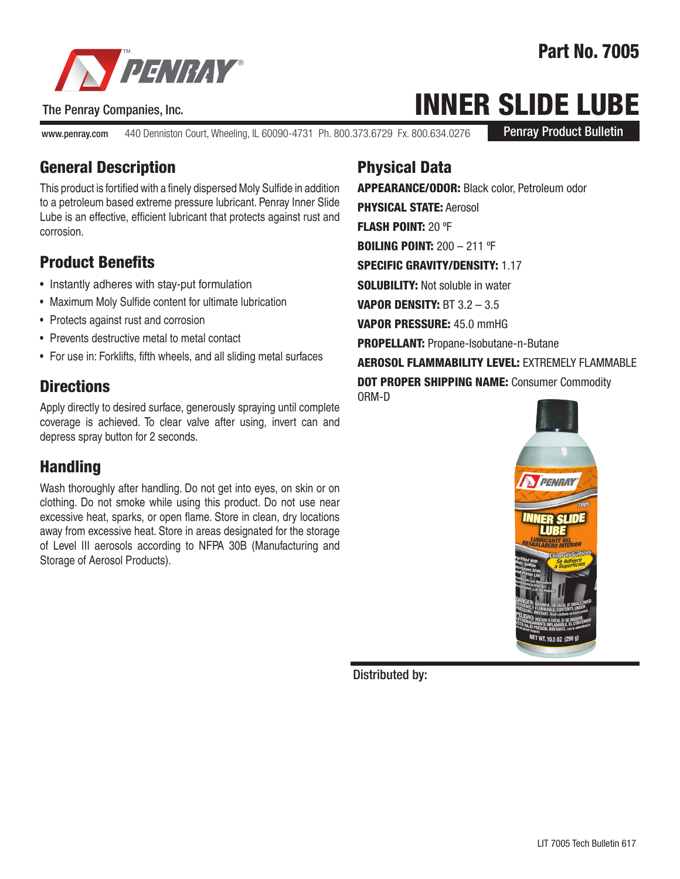# Part No. 7005

The Penray Companies, Inc.

# INNER SLIDE LUBE

www.penray.com 440 Denniston Court, Wheeling, IL 60090-4731 Ph. 800.373.6729 Fx. 800.634.0276

Penray Product Bulletin

## General Description

This product is fortified with a finely dispersed Moly Sulfide in addition to a petroleum based extreme pressure lubricant. Penray Inner Slide Lube is an effective, efficient lubricant that protects against rust and corrosion.

## Product Benefits

- Instantly adheres with stay-put formulation
- Maximum Moly Sulfide content for ultimate lubrication
- Protects against rust and corrosion
- Prevents destructive metal to metal contact
- For use in: Forklifts, fifth wheels, and all sliding metal surfaces

## Directions

Apply directly to desired surface, generously spraying until complete coverage is achieved. To clear valve after using, invert can and depress spray button for 2 seconds.

## Handling

Wash thoroughly after handling. Do not get into eyes, on skin or on clothing. Do not smoke while using this product. Do not use near excessive heat, sparks, or open flame. Store in clean, dry locations away from excessive heat. Store in areas designated for the storage of Level III aerosols according to NFPA 30B (Manufacturing and Storage of Aerosol Products).

## Physical Data

**APPEARANCE/ODOR:** Black color, Petroleum odor

**PHYSICAL STATE:** Aerosol

**FLASH POINT:** 20 ºF

**BOILING POINT:** 200 – 211 ºF

**SPECIFIC GRAVITY/DENSITY:** 1.17

**SOLUBILITY:** Not soluble in water

**VAPOR DENSITY:** BT 3.2 – 3.5

**VAPOR PRESSURE:** 45.0 mmHG

**PROPELLANT:** Propane-Isobutane-n-Butane

**AEROSOL FLAMMABILITY LEVEL:** EXTREMELY FLAMMABLE

**DOT PROPER SHIPPING NAME:** Consumer Commodity ORM-D

Distributed by:

LIT 7005 Tech Bulletin 617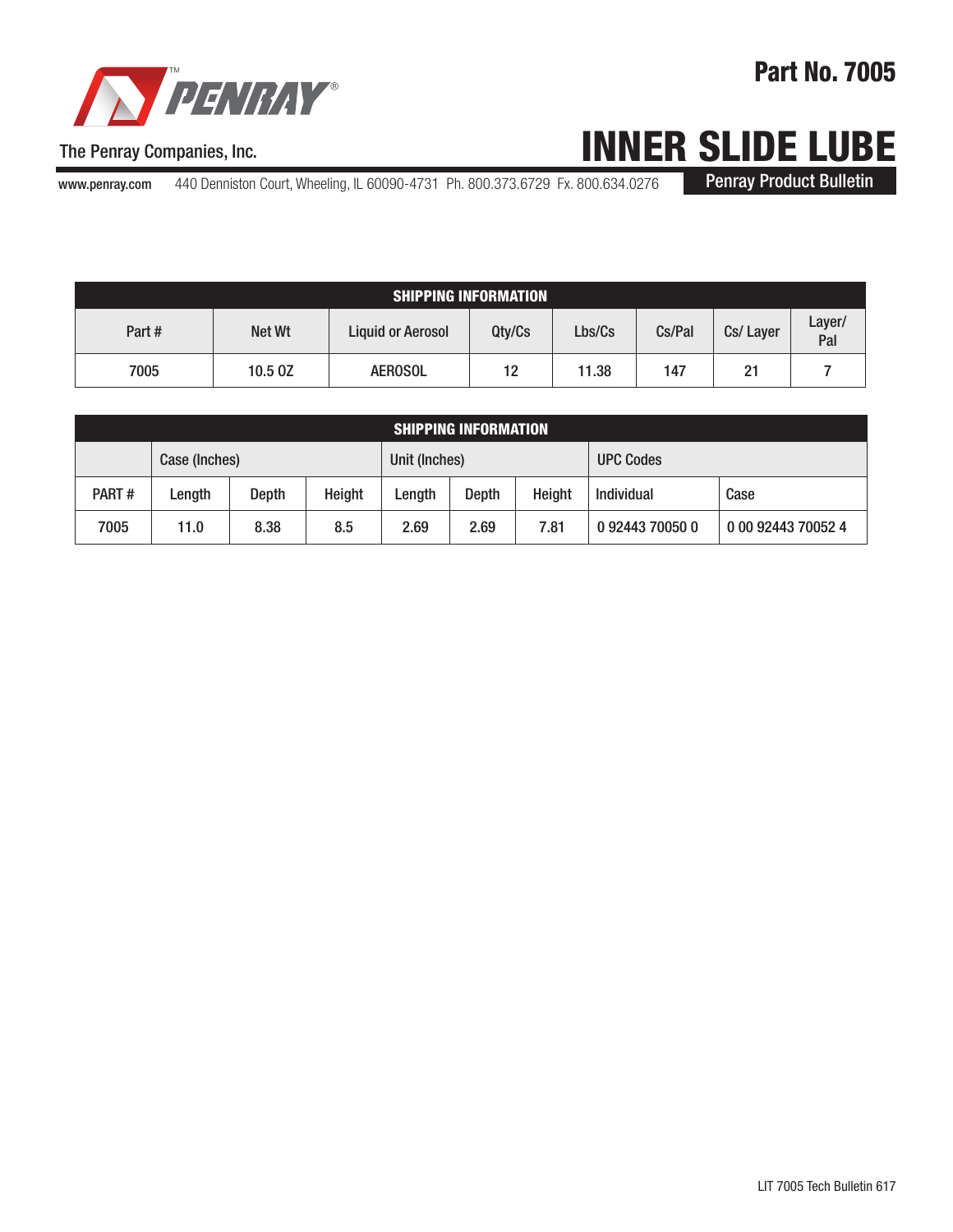The Penray Companies, Inc.

www.penray.com 440 Denniston Court, Wheeling, IL 60090-4731 Ph. 800.373.6729 Fx. 800.634.0276

Part No. 7005

# INNER SLIDE LUBE

Penray Product Bulletin

| SHIPPING INFORMATION | | | | | | | |
|---|---|---|---|---|---|---|---|
| Part # | Net Wt | Liquid or Aerosol | Qty/Cs | Lbs/Cs | Cs/Pal | Cs/ Layer | Layer/ Pal |
| 7005 | 10.5 OZ | AEROSOL | 12 | 11.38 | 147 | 21 | 7 |

| SHIPPING INFORMATION | | | | | | | | |
|---|---|---|---|---|---|---|---|---|
| | Case (Inches) | | | Unit (Inches) | | | UPC Codes | |
| PART # | Length | Depth | Height | Length | Depth | Height | Individual | Case |
| 7005 | 11.0 | 8.38 | 8.5 | 2.69 | 2.69 | 7.81 | 0 92443 70050 0 | 0 00 92443 70052 4 |

LIT 7005 Tech Bulletin 617